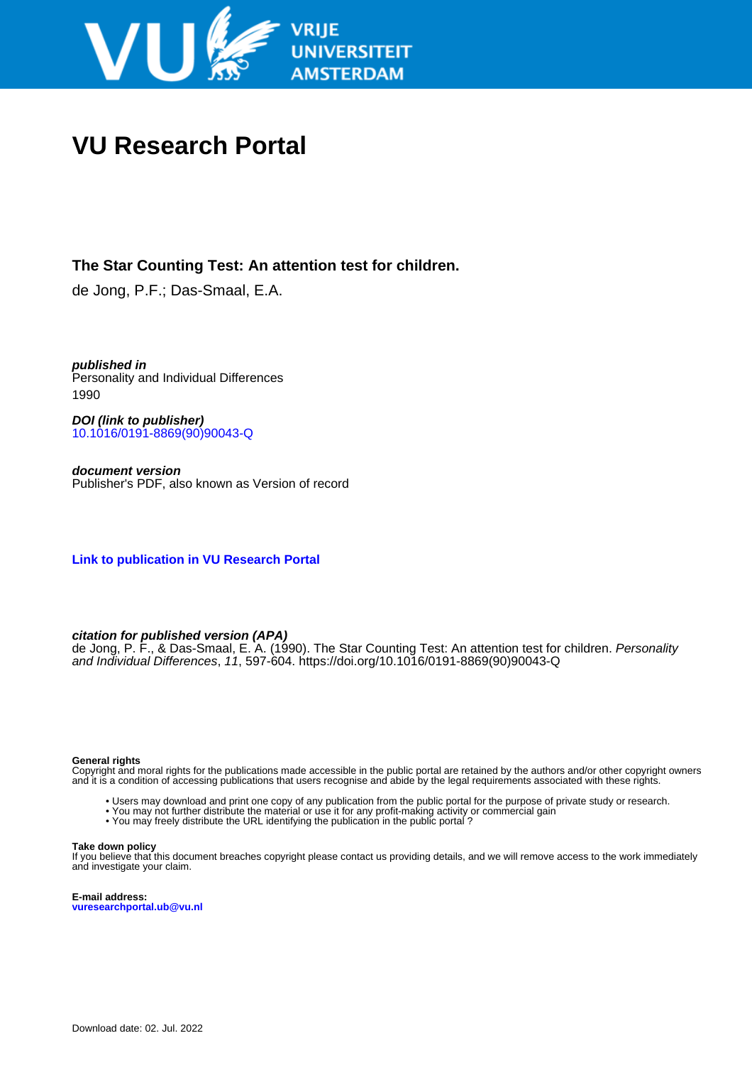VRIJE UNIVERSITEIT AMSTERDAM

# VU Research Portal

### The Star Counting Test: An attention test for children.

de Jong, P.F.; Das-Smaal, E.A.

***published in***
Personality and Individual Differences
1990

***DOI (link to publisher)***
10.1016/0191-8869(90)90043-Q

***document version***
Publisher's PDF, also known as Version of record

**Link to publication in VU Research Portal**

***citation for published version (APA)***
de Jong, P. F., & Das-Smaal, E. A. (1990). The Star Counting Test: An attention test for children. *Personality and Individual Differences*, *11*, 597-604. https://doi.org/10.1016/0191-8869(90)90043-Q

**General rights**
Copyright and moral rights for the publications made accessible in the public portal are retained by the authors and/or other copyright owners and it is a condition of accessing publications that users recognise and abide by the legal requirements associated with these rights.

- Users may download and print one copy of any publication from the public portal for the purpose of private study or research.
- You may not further distribute the material or use it for any profit-making activity or commercial gain
- You may freely distribute the URL identifying the publication in the public portal ?

**Take down policy**
If you believe that this document breaches copyright please contact us providing details, and we will remove access to the work immediately and investigate your claim.

**E-mail address:**
**vuresearchportal.ub@vu.nl**

Download date: 02. Jul. 2022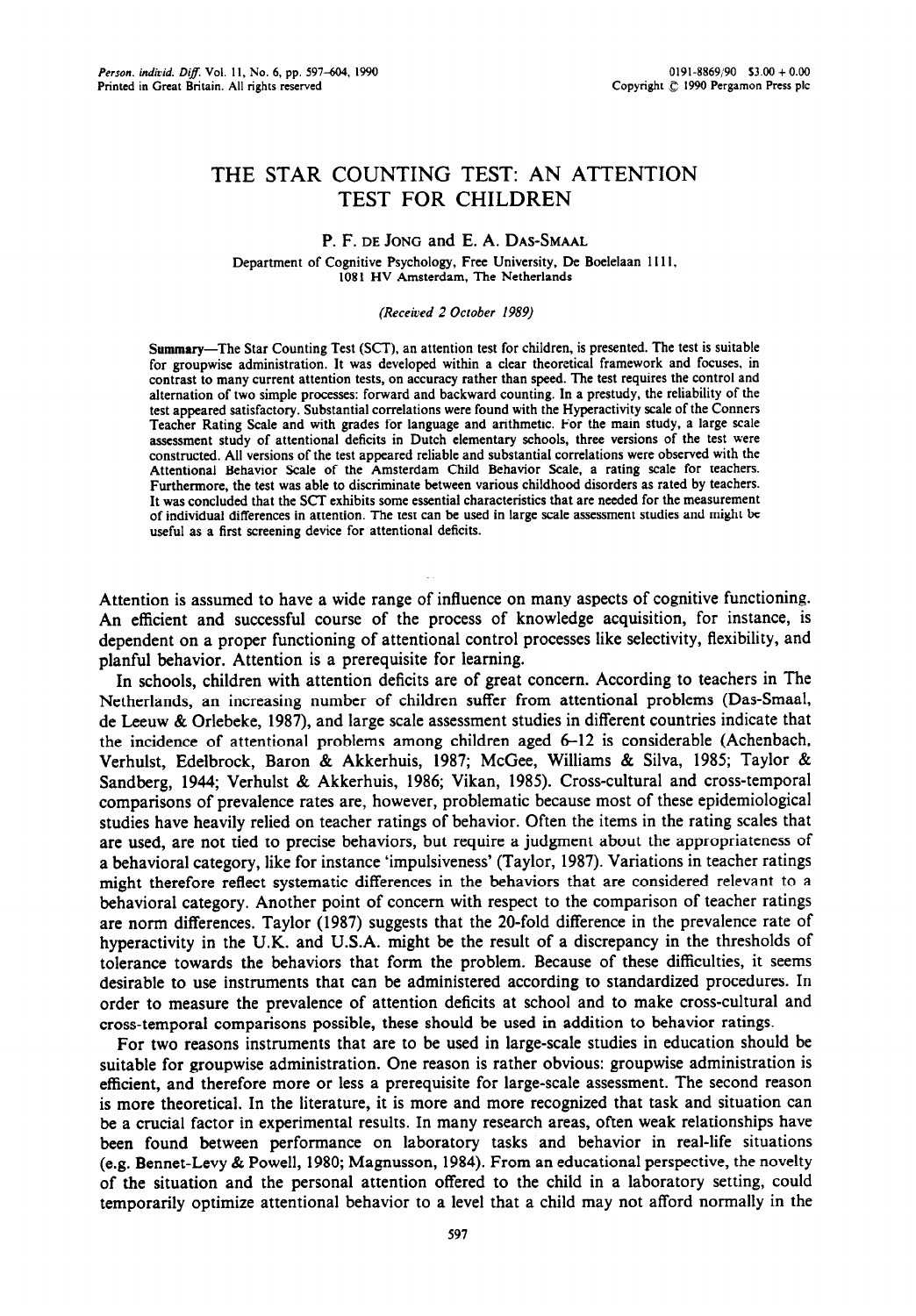# THE STAR COUNTING TEST: AN ATTENTION TEST FOR CHILDREN

P. F. DE JONG and E. A. DAS-SMAAL

Department of Cognitive Psychology, Free University, De Boelelaan 1111, 1081 HV Amsterdam, The Netherlands

*(Received 2 October 1989)*

**Summary**—The Star Counting Test (SCT), an attention test for children, is presented. The test is suitable for groupwise administration. It was developed within a clear theoretical framework and focuses, in contrast to many current attention tests, on accuracy rather than speed. The test requires the control and alternation of two simple processes: forward and backward counting. In a prestudy, the reliability of the test appeared satisfactory. Substantial correlations were found with the Hyperactivity scale of the Conners Teacher Rating Scale and with grades for language and arithmetic. For the main study, a large scale assessment study of attentional deficits in Dutch elementary schools, three versions of the test were constructed. All versions of the test appeared reliable and substantial correlations were observed with the Attentional Behavior Scale of the Amsterdam Child Behavior Scale, a rating scale for teachers. Furthermore, the test was able to discriminate between various childhood disorders as rated by teachers. It was concluded that the SCT exhibits some essential characteristics that are needed for the measurement of individual differences in attention. The test can be used in large scale assessment studies and might be useful as a first screening device for attentional deficits.

Attention is assumed to have a wide range of influence on many aspects of cognitive functioning. An efficient and successful course of the process of knowledge acquisition, for instance, is dependent on a proper functioning of attentional control processes like selectivity, flexibility, and planful behavior. Attention is a prerequisite for learning.

In schools, children with attention deficits are of great concern. According to teachers in The Netherlands, an increasing number of children suffer from attentional problems (Das-Smaal, de Leeuw & Orlebeke, 1987), and large scale assessment studies in different countries indicate that the incidence of attentional problems among children aged 6–12 is considerable (Achenbach, Verhulst, Edelbrock, Baron & Akkerhuis, 1987; McGee, Williams & Silva, 1985; Taylor & Sandberg, 1944; Verhulst & Akkerhuis, 1986; Vikan, 1985). Cross-cultural and cross-temporal comparisons of prevalence rates are, however, problematic because most of these epidemiological studies have heavily relied on teacher ratings of behavior. Often the items in the rating scales that are used, are not tied to precise behaviors, but require a judgment about the appropriateness of a behavioral category, like for instance 'impulsiveness' (Taylor, 1987). Variations in teacher ratings might therefore reflect systematic differences in the behaviors that are considered relevant to a behavioral category. Another point of concern with respect to the comparison of teacher ratings are norm differences. Taylor (1987) suggests that the 20-fold difference in the prevalence rate of hyperactivity in the U.K. and U.S.A. might be the result of a discrepancy in the thresholds of tolerance towards the behaviors that form the problem. Because of these difficulties, it seems desirable to use instruments that can be administered according to standardized procedures. In order to measure the prevalence of attention deficits at school and to make cross-cultural and cross-temporal comparisons possible, these should be used in addition to behavior ratings.

For two reasons instruments that are to be used in large-scale studies in education should be suitable for groupwise administration. One reason is rather obvious: groupwise administration is efficient, and therefore more or less a prerequisite for large-scale assessment. The second reason is more theoretical. In the literature, it is more and more recognized that task and situation can be a crucial factor in experimental results. In many research areas, often weak relationships have been found between performance on laboratory tasks and behavior in real-life situations (e.g. Bennet-Levy & Powell, 1980; Magnusson, 1984). From an educational perspective, the novelty of the situation and the personal attention offered to the child in a laboratory setting, could temporarily optimize attentional behavior to a level that a child may not afford normally in the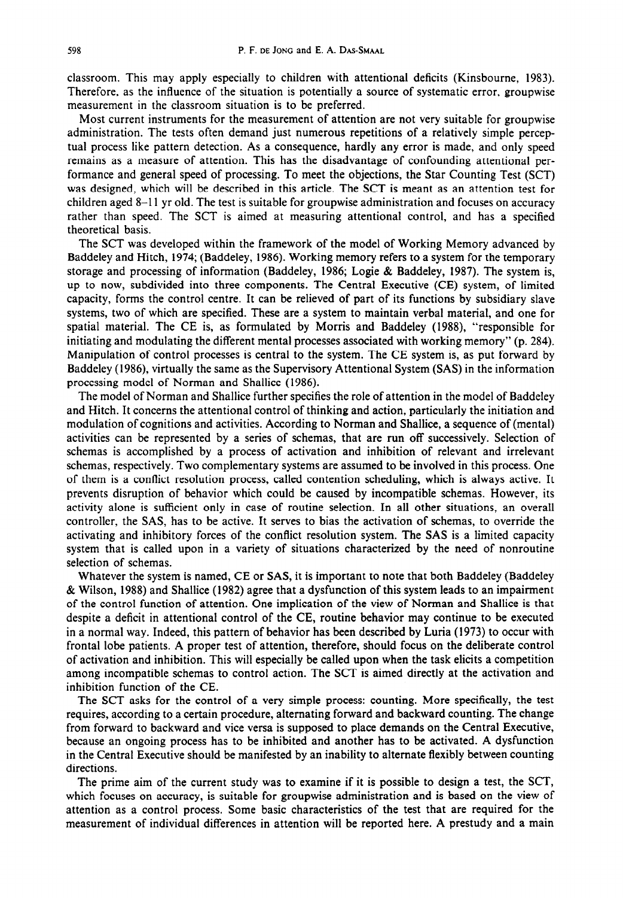classroom. This may apply especially to children with attentional deficits (Kinsbourne, 1983). Therefore, as the influence of the situation is potentially a source of systematic error, groupwise measurement in the classroom situation is to be preferred.

Most current instruments for the measurement of attention are not very suitable for groupwise administration. The tests often demand just numerous repetitions of a relatively simple perceptual process like pattern detection. As a consequence, hardly any error is made, and only speed remains as a measure of attention. This has the disadvantage of confounding attentional performance and general speed of processing. To meet the objections, the Star Counting Test (SCT) was designed, which will be described in this article. The SCT is meant as an attention test for children aged 8–11 yr old. The test is suitable for groupwise administration and focuses on accuracy rather than speed. The SCT is aimed at measuring attentional control, and has a specified theoretical basis.

The SCT was developed within the framework of the model of Working Memory advanced by Baddeley and Hitch, 1974; (Baddeley, 1986). Working memory refers to a system for the temporary storage and processing of information (Baddeley, 1986; Logie & Baddeley, 1987). The system is, up to now, subdivided into three components. The Central Executive (CE) system, of limited capacity, forms the control centre. It can be relieved of part of its functions by subsidiary slave systems, two of which are specified. These are a system to maintain verbal material, and one for spatial material. The CE is, as formulated by Morris and Baddeley (1988), "responsible for initiating and modulating the different mental processes associated with working memory" (p. 284). Manipulation of control processes is central to the system. The CE system is, as put forward by Baddeley (1986), virtually the same as the Supervisory Attentional System (SAS) in the information processing model of Norman and Shallice (1986).

The model of Norman and Shallice further specifies the role of attention in the model of Baddeley and Hitch. It concerns the attentional control of thinking and action, particularly the initiation and modulation of cognitions and activities. According to Norman and Shallice, a sequence of (mental) activities can be represented by a series of schemas, that are run off successively. Selection of schemas is accomplished by a process of activation and inhibition of relevant and irrelevant schemas, respectively. Two complementary systems are assumed to be involved in this process. One of them is a conflict resolution process, called contention scheduling, which is always active. It prevents disruption of behavior which could be caused by incompatible schemas. However, its activity alone is sufficient only in case of routine selection. In all other situations, an overall controller, the SAS, has to be active. It serves to bias the activation of schemas, to override the activating and inhibitory forces of the conflict resolution system. The SAS is a limited capacity system that is called upon in a variety of situations characterized by the need of nonroutine selection of schemas.

Whatever the system is named, CE or SAS, it is important to note that both Baddeley (Baddeley & Wilson, 1988) and Shallice (1982) agree that a dysfunction of this system leads to an impairment of the control function of attention. One implication of the view of Norman and Shallice is that despite a deficit in attentional control of the CE, routine behavior may continue to be executed in a normal way. Indeed, this pattern of behavior has been described by Luria (1973) to occur with frontal lobe patients. A proper test of attention, therefore, should focus on the deliberate control of activation and inhibition. This will especially be called upon when the task elicits a competition among incompatible schemas to control action. The SCT is aimed directly at the activation and inhibition function of the CE.

The SCT asks for the control of a very simple process: counting. More specifically, the test requires, according to a certain procedure, alternating forward and backward counting. The change from forward to backward and vice versa is supposed to place demands on the Central Executive, because an ongoing process has to be inhibited and another has to be activated. A dysfunction in the Central Executive should be manifested by an inability to alternate flexibly between counting directions.

The prime aim of the current study was to examine if it is possible to design a test, the SCT, which focuses on accuracy, is suitable for groupwise administration and is based on the view of attention as a control process. Some basic characteristics of the test that are required for the measurement of individual differences in attention will be reported here. A prestudy and a main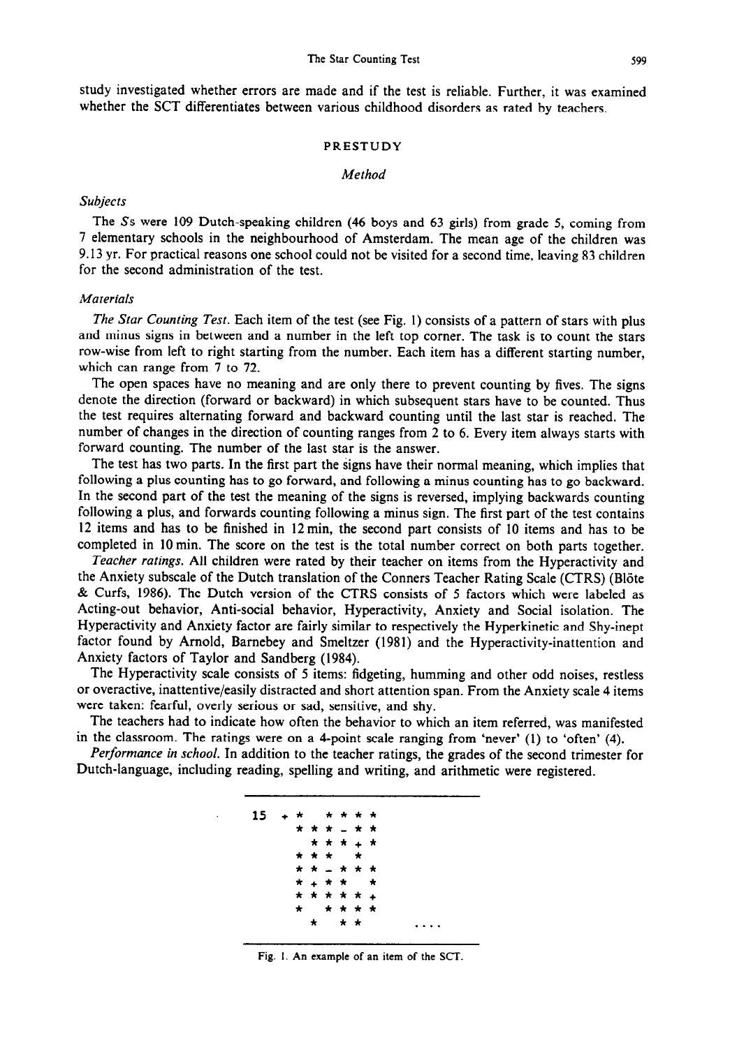study investigated whether errors are made and if the test is reliable. Further, it was examined whether the SCT differentiates between various childhood disorders as rated by teachers.

## PRESTUDY

### *Method*

#### *Subjects*

The *S*s were 109 Dutch-speaking children (46 boys and 63 girls) from grade 5, coming from 7 elementary schools in the neighbourhood of Amsterdam. The mean age of the children was 9.13 yr. For practical reasons one school could not be visited for a second time, leaving 83 children for the second administration of the test.

#### *Materials*

*The Star Counting Test.* Each item of the test (see Fig. 1) consists of a pattern of stars with plus and minus signs in between and a number in the left top corner. The task is to count the stars row-wise from left to right starting from the number. Each item has a different starting number, which can range from 7 to 72.

The open spaces have no meaning and are only there to prevent counting by fives. The signs denote the direction (forward or backward) in which subsequent stars have to be counted. Thus the test requires alternating forward and backward counting until the last star is reached. The number of changes in the direction of counting ranges from 2 to 6. Every item always starts with forward counting. The number of the last star is the answer.

The test has two parts. In the first part the signs have their normal meaning, which implies that following a plus counting has to go forward, and following a minus counting has to go backward. In the second part of the test the meaning of the signs is reversed, implying backwards counting following a plus, and forwards counting following a minus sign. The first part of the test contains 12 items and has to be finished in 12 min, the second part consists of 10 items and has to be completed in 10 min. The score on the test is the total number correct on both parts together.

*Teacher ratings.* All children were rated by their teacher on items from the Hyperactivity and the Anxiety subscale of the Dutch translation of the Conners Teacher Rating Scale (CTRS) (Blöte & Curfs, 1986). The Dutch version of the CTRS consists of 5 factors which were labeled as Acting-out behavior, Anti-social behavior, Hyperactivity, Anxiety and Social isolation. The Hyperactivity and Anxiety factor are fairly similar to respectively the Hyperkinetic and Shy-inept factor found by Arnold, Barnebey and Smeltzer (1981) and the Hyperactivity-inattention and Anxiety factors of Taylor and Sandberg (1984).

The Hyperactivity scale consists of 5 items: fidgeting, humming and other odd noises, restless or overactive, inattentive/easily distracted and short attention span. From the Anxiety scale 4 items were taken: fearful, overly serious or sad, sensitive, and shy.

The teachers had to indicate how often the behavior to which an item referred, was manifested in the classroom. The ratings were on a 4-point scale ranging from 'never' (1) to 'often' (4).

*Performance in school.* In addition to the teacher ratings, the grades of the second trimester for Dutch-language, including reading, spelling and writing, and arithmetic were registered.

```
15  + *   * * * *
      * * * - * *
        * * * + *
      * * *   *
      * * - * * *
      * + * *   *
      * * * * * +
      *   * * * *
        *   * *         ....
```

Fig. 1. An example of an item of the SCT.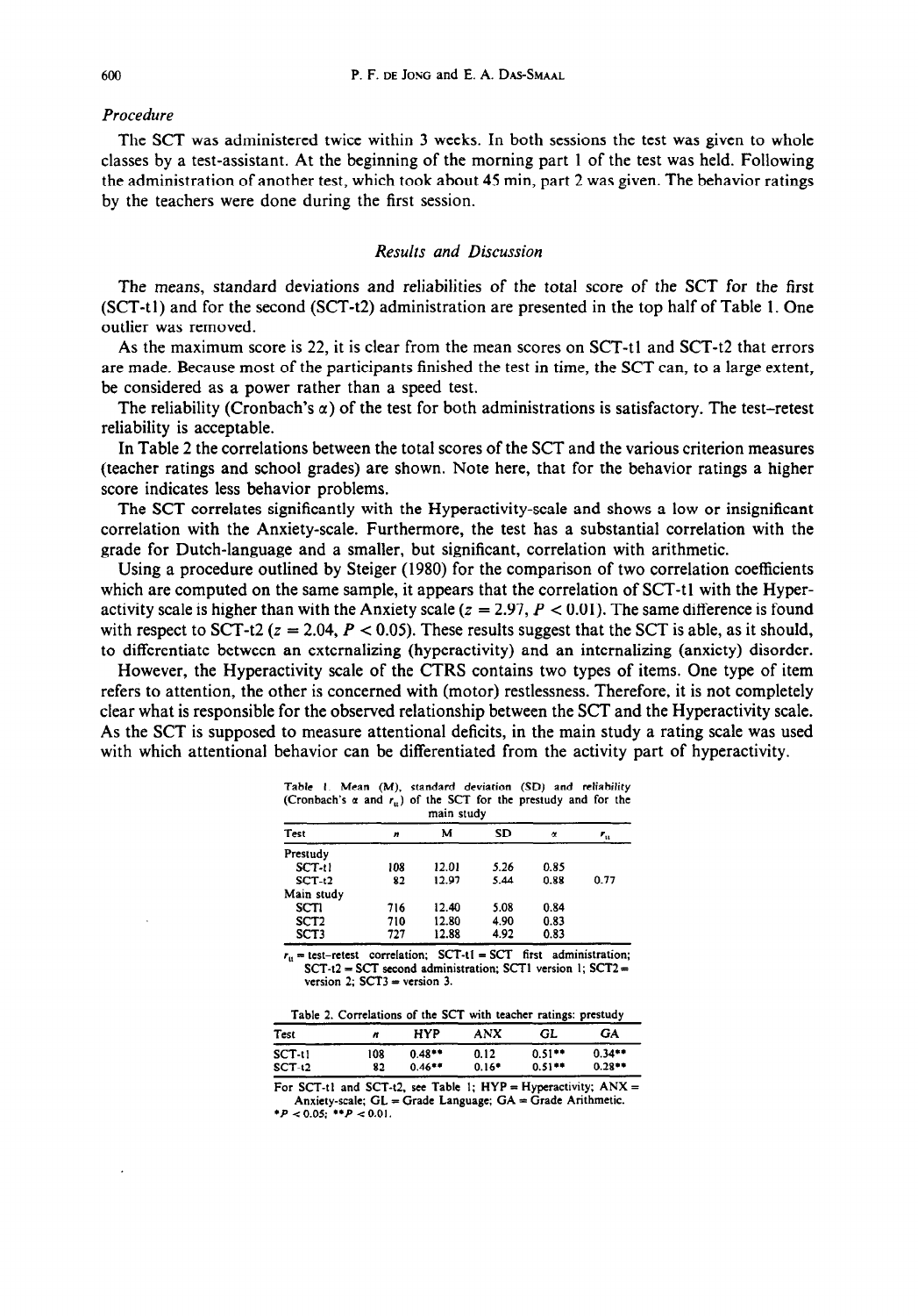### *Procedure*

The SCT was administered twice within 3 weeks. In both sessions the test was given to whole classes by a test-assistant. At the beginning of the morning part 1 of the test was held. Following the administration of another test, which took about 45 min, part 2 was given. The behavior ratings by the teachers were done during the first session.

## *Results and Discussion*

The means, standard deviations and reliabilities of the total score of the SCT for the first (SCT-t1) and for the second (SCT-t2) administration are presented in the top half of Table 1. One outlier was removed.

As the maximum score is 22, it is clear from the mean scores on SCT-t1 and SCT-t2 that errors are made. Because most of the participants finished the test in time, the SCT can, to a large extent, be considered as a power rather than a speed test.

The reliability (Cronbach's $\alpha$) of the test for both administrations is satisfactory. The test–retest reliability is acceptable.

In Table 2 the correlations between the total scores of the SCT and the various criterion measures (teacher ratings and school grades) are shown. Note here, that for the behavior ratings a higher score indicates less behavior problems.

The SCT correlates significantly with the Hyperactivity-scale and shows a low or insignificant correlation with the Anxiety-scale. Furthermore, the test has a substantial correlation with the grade for Dutch-language and a smaller, but significant, correlation with arithmetic.

Using a procedure outlined by Steiger (1980) for the comparison of two correlation coefficients which are computed on the same sample, it appears that the correlation of SCT-t1 with the Hyperactivity scale is higher than with the Anxiety scale ($z = 2.97$, $P < 0.01$). The same difference is found with respect to SCT-t2 ($z = 2.04$, $P < 0.05$). These results suggest that the SCT is able, as it should, to differentiate between an externalizing (hyperactivity) and an internalizing (anxiety) disorder.

However, the Hyperactivity scale of the CTRS contains two types of items. One type of item refers to attention, the other is concerned with (motor) restlessness. Therefore, it is not completely clear what is responsible for the observed relationship between the SCT and the Hyperactivity scale. As the SCT is supposed to measure attentional deficits, in the main study a rating scale was used with which attentional behavior can be differentiated from the activity part of hyperactivity.

Table 1. Mean (M), standard deviation (SD) and reliability (Cronbach's $\alpha$ and $r_{tt}$) of the SCT for the prestudy and for the main study

| Test | $n$ | M | SD | $\alpha$ | $r_{tt}$ |
|---|---|---|---|---|---|
| Prestudy | | | | | |
| SCT-t1 | 108 | 12.01 | 5.26 | 0.85 | |
| SCT-t2 | 82 | 12.97 | 5.44 | 0.88 | 0.77 |
| Main study | | | | | |
| SCT1 | 716 | 12.40 | 5.08 | 0.84 | |
| SCT2 | 710 | 12.80 | 4.90 | 0.83 | |
| SCT3 | 727 | 12.88 | 4.92 | 0.83 | |

$r_{tt}$ = test–retest correlation; SCT-t1 = SCT first administration; SCT-t2 = SCT second administration; SCT1 version 1; SCT2 = version 2; SCT3 = version 3.

Table 2. Correlations of the SCT with teacher ratings: prestudy

| Test | $n$ | HYP | ANX | GL | GA |
|---|---|---|---|---|---|
| SCT-t1 | 108 | 0.48** | 0.12 | 0.51** | 0.34** |
| SCT-t2 | 82 | 0.46** | 0.16* | 0.51** | 0.28** |

For SCT-t1 and SCT-t2, see Table 1; HYP = Hyperactivity; ANX = Anxiety-scale; GL = Grade Language; GA = Grade Arithmetic.
*$P < 0.05$; **$P < 0.01$.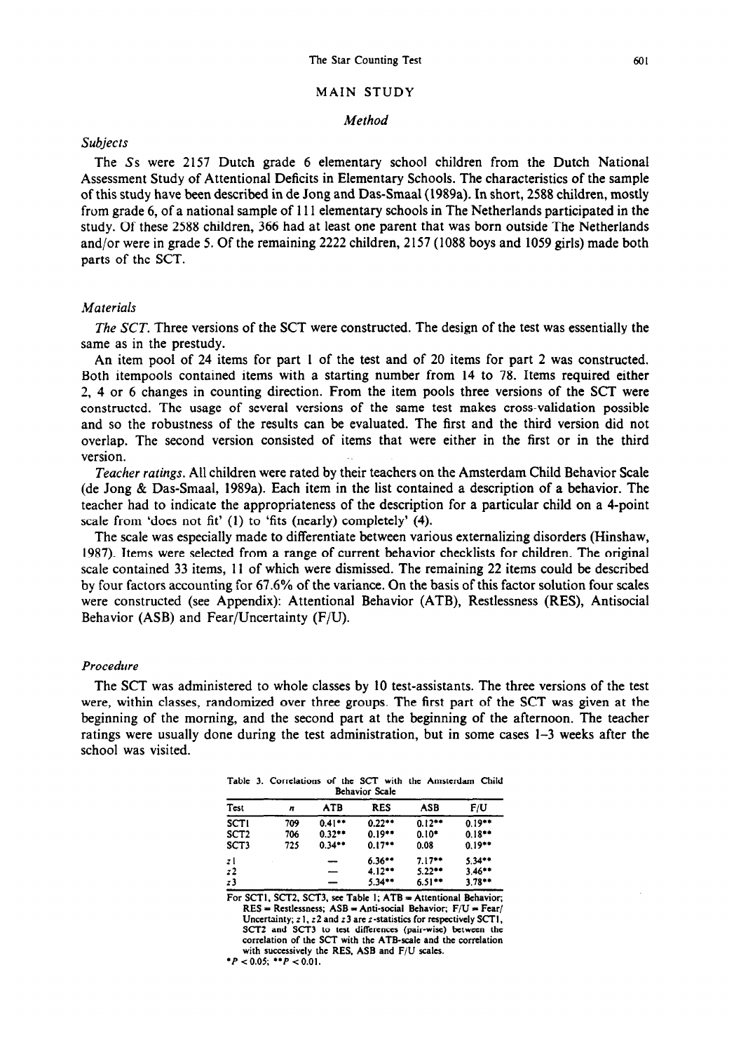## MAIN STUDY

### Method

#### Subjects

The *S*s were 2157 Dutch grade 6 elementary school children from the Dutch National Assessment Study of Attentional Deficits in Elementary Schools. The characteristics of the sample of this study have been described in de Jong and Das-Smaal (1989a). In short, 2588 children, mostly from grade 6, of a national sample of 111 elementary schools in The Netherlands participated in the study. Of these 2588 children, 366 had at least one parent that was born outside The Netherlands and/or were in grade 5. Of the remaining 2222 children, 2157 (1088 boys and 1059 girls) made both parts of the SCT.

#### Materials

*The SCT.* Three versions of the SCT were constructed. The design of the test was essentially the same as in the prestudy.

An item pool of 24 items for part 1 of the test and of 20 items for part 2 was constructed. Both itempools contained items with a starting number from 14 to 78. Items required either 2, 4 or 6 changes in counting direction. From the item pools three versions of the SCT were constructed. The usage of several versions of the same test makes cross-validation possible and so the robustness of the results can be evaluated. The first and the third version did not overlap. The second version consisted of items that were either in the first or in the third version.

*Teacher ratings.* All children were rated by their teachers on the Amsterdam Child Behavior Scale (de Jong & Das-Smaal, 1989a). Each item in the list contained a description of a behavior. The teacher had to indicate the appropriateness of the description for a particular child on a 4-point scale from 'does not fit' (1) to 'fits (nearly) completely' (4).

The scale was especially made to differentiate between various externalizing disorders (Hinshaw, 1987). Items were selected from a range of current behavior checklists for children. The original scale contained 33 items, 11 of which were dismissed. The remaining 22 items could be described by four factors accounting for 67.6% of the variance. On the basis of this factor solution four scales were constructed (see Appendix): Attentional Behavior (ATB), Restlessness (RES), Antisocial Behavior (ASB) and Fear/Uncertainty (F/U).

#### Procedure

The SCT was administered to whole classes by 10 test-assistants. The three versions of the test were, within classes, randomized over three groups. The first part of the SCT was given at the beginning of the morning, and the second part at the beginning of the afternoon. The teacher ratings were usually done during the test administration, but in some cases 1–3 weeks after the school was visited.

Table 3. Correlations of the SCT with the Amsterdam Child Behavior Scale

| Test | $n$ | ATB | RES | ASB | F/U |
|---|---|---|---|---|---|
| SCT1 | 709 | 0.41** | 0.22** | 0.12** | 0.19** |
| SCT2 | 706 | 0.32** | 0.19** | 0.10* | 0.18** |
| SCT3 | 725 | 0.34** | 0.17** | 0.08 | 0.19** |
| $z1$ | | — | 6.36** | 7.17** | 5.34** |
| $z2$ | | — | 4.12** | 5.22** | 3.46** |
| $z3$ | | — | 5.34** | 6.51** | 3.78** |

For SCT1, SCT2, SCT3, see Table 1; ATB = Attentional Behavior; RES = Restlessness; ASB = Anti-social Behavior; F/U = Fear/Uncertainty; $z1$, $z2$ and $z3$ are $z$-statistics for respectively SCT1, SCT2 and SCT3 to test differences (pair-wise) between the correlation of the SCT with the ATB-scale and the correlation with successively the RES, ASB and F/U scales.

*$P < 0.05$; **$P < 0.01$.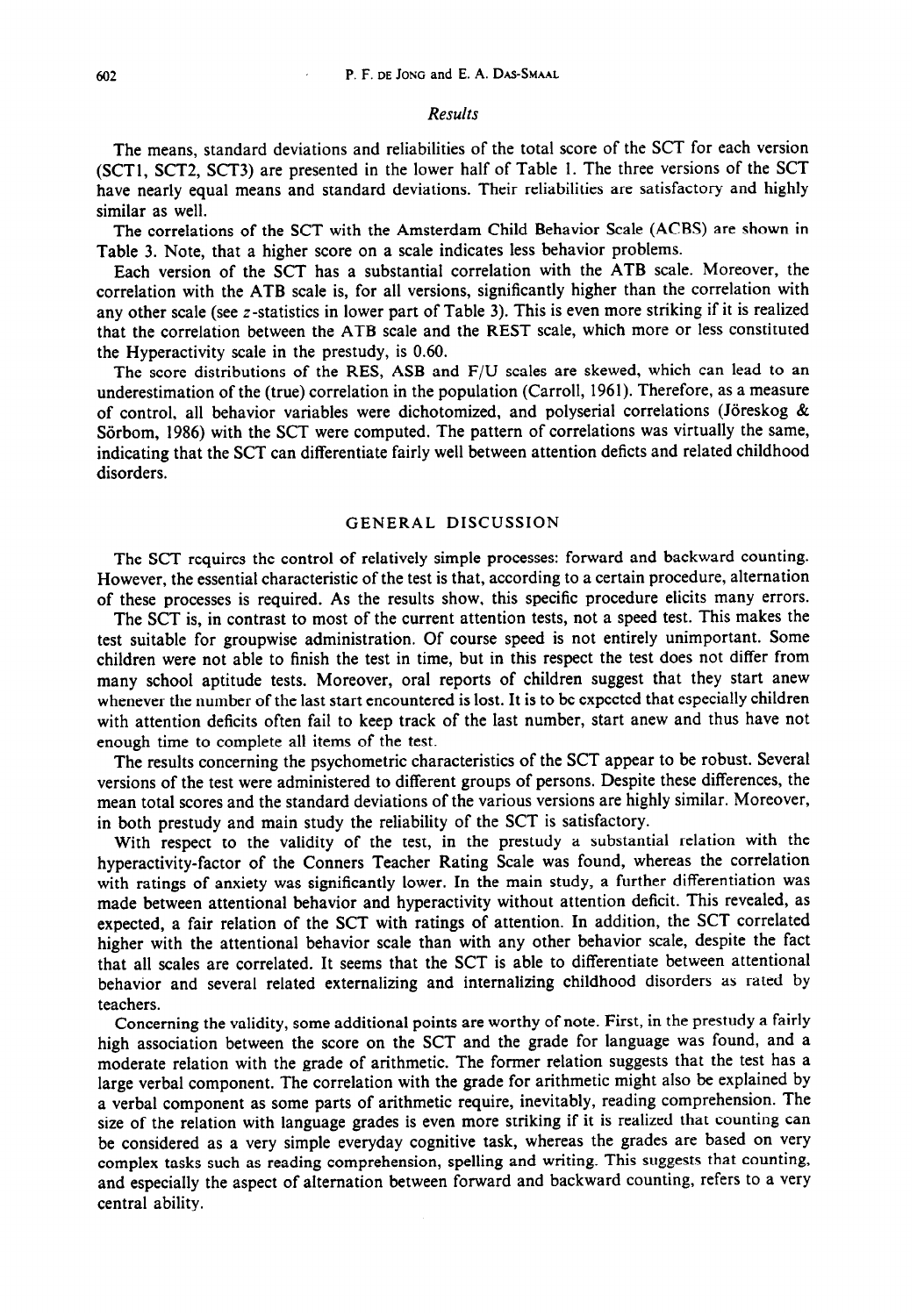### *Results*

The means, standard deviations and reliabilities of the total score of the SCT for each version (SCT1, SCT2, SCT3) are presented in the lower half of Table 1. The three versions of the SCT have nearly equal means and standard deviations. Their reliabilities are satisfactory and highly similar as well.

The correlations of the SCT with the Amsterdam Child Behavior Scale (ACBS) are shown in Table 3. Note, that a higher score on a scale indicates less behavior problems.

Each version of the SCT has a substantial correlation with the ATB scale. Moreover, the correlation with the ATB scale is, for all versions, significantly higher than the correlation with any other scale (see $z$-statistics in lower part of Table 3). This is even more striking if it is realized that the correlation between the ATB scale and the REST scale, which more or less constituted the Hyperactivity scale in the prestudy, is 0.60.

The score distributions of the RES, ASB and F/U scales are skewed, which can lead to an underestimation of the (true) correlation in the population (Carroll, 1961). Therefore, as a measure of control, all behavior variables were dichotomized, and polyserial correlations (Jöreskog & Sörbom, 1986) with the SCT were computed. The pattern of correlations was virtually the same, indicating that the SCT can differentiate fairly well between attention deficts and related childhood disorders.

## GENERAL DISCUSSION

The SCT requires the control of relatively simple processes: forward and backward counting. However, the essential characteristic of the test is that, according to a certain procedure, alternation of these processes is required. As the results show, this specific procedure elicits many errors.

The SCT is, in contrast to most of the current attention tests, not a speed test. This makes the test suitable for groupwise administration. Of course speed is not entirely unimportant. Some children were not able to finish the test in time, but in this respect the test does not differ from many school aptitude tests. Moreover, oral reports of children suggest that they start anew whenever the number of the last start encountered is lost. It is to be expected that especially children with attention deficits often fail to keep track of the last number, start anew and thus have not enough time to complete all items of the test.

The results concerning the psychometric characteristics of the SCT appear to be robust. Several versions of the test were administered to different groups of persons. Despite these differences, the mean total scores and the standard deviations of the various versions are highly similar. Moreover, in both prestudy and main study the reliability of the SCT is satisfactory.

With respect to the validity of the test, in the prestudy a substantial relation with the hyperactivity-factor of the Conners Teacher Rating Scale was found, whereas the correlation with ratings of anxiety was significantly lower. In the main study, a further differentiation was made between attentional behavior and hyperactivity without attention deficit. This revealed, as expected, a fair relation of the SCT with ratings of attention. In addition, the SCT correlated higher with the attentional behavior scale than with any other behavior scale, despite the fact that all scales are correlated. It seems that the SCT is able to differentiate between attentional behavior and several related externalizing and internalizing childhood disorders as rated by teachers.

Concerning the validity, some additional points are worthy of note. First, in the prestudy a fairly high association between the score on the SCT and the grade for language was found, and a moderate relation with the grade of arithmetic. The former relation suggests that the test has a large verbal component. The correlation with the grade for arithmetic might also be explained by a verbal component as some parts of arithmetic require, inevitably, reading comprehension. The size of the relation with language grades is even more striking if it is realized that counting can be considered as a very simple everyday cognitive task, whereas the grades are based on very complex tasks such as reading comprehension, spelling and writing. This suggests that counting, and especially the aspect of alternation between forward and backward counting, refers to a very central ability.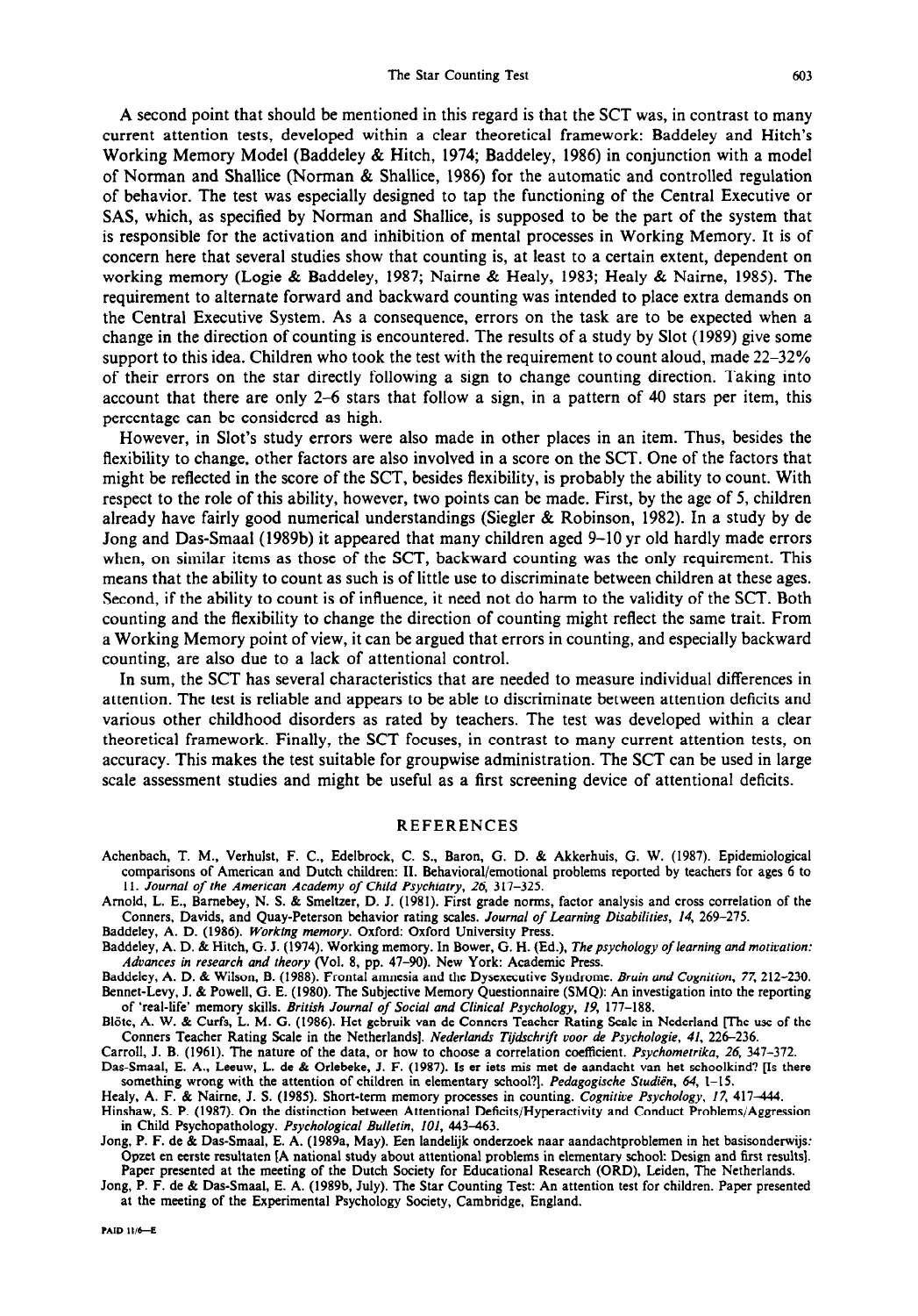A second point that should be mentioned in this regard is that the SCT was, in contrast to many current attention tests, developed within a clear theoretical framework: Baddeley and Hitch's Working Memory Model (Baddeley & Hitch, 1974; Baddeley, 1986) in conjunction with a model of Norman and Shallice (Norman & Shallice, 1986) for the automatic and controlled regulation of behavior. The test was especially designed to tap the functioning of the Central Executive or SAS, which, as specified by Norman and Shallice, is supposed to be the part of the system that is responsible for the activation and inhibition of mental processes in Working Memory. It is of concern here that several studies show that counting is, at least to a certain extent, dependent on working memory (Logie & Baddeley, 1987; Nairne & Healy, 1983; Healy & Nairne, 1985). The requirement to alternate forward and backward counting was intended to place extra demands on the Central Executive System. As a consequence, errors on the task are to be expected when a change in the direction of counting is encountered. The results of a study by Slot (1989) give some support to this idea. Children who took the test with the requirement to count aloud, made 22–32% of their errors on the star directly following a sign to change counting direction. Taking into account that there are only 2–6 stars that follow a sign, in a pattern of 40 stars per item, this percentage can be considered as high.

However, in Slot's study errors were also made in other places in an item. Thus, besides the flexibility to change, other factors are also involved in a score on the SCT. One of the factors that might be reflected in the score of the SCT, besides flexibility, is probably the ability to count. With respect to the role of this ability, however, two points can be made. First, by the age of 5, children already have fairly good numerical understandings (Siegler & Robinson, 1982). In a study by de Jong and Das-Smaal (1989b) it appeared that many children aged 9–10 yr old hardly made errors when, on similar items as those of the SCT, backward counting was the only requirement. This means that the ability to count as such is of little use to discriminate between children at these ages. Second, if the ability to count is of influence, it need not do harm to the validity of the SCT. Both counting and the flexibility to change the direction of counting might reflect the same trait. From a Working Memory point of view, it can be argued that errors in counting, and especially backward counting, are also due to a lack of attentional control.

In sum, the SCT has several characteristics that are needed to measure individual differences in attention. The test is reliable and appears to be able to discriminate between attention deficits and various other childhood disorders as rated by teachers. The test was developed within a clear theoretical framework. Finally, the SCT focuses, in contrast to many current attention tests, on accuracy. This makes the test suitable for groupwise administration. The SCT can be used in large scale assessment studies and might be useful as a first screening device of attentional deficits.

## REFERENCES

Achenbach, T. M., Verhulst, F. C., Edelbrock, C. S., Baron, G. D. & Akkerhuis, G. W. (1987). Epidemiological comparisons of American and Dutch children: II. Behavioral/emotional problems reported by teachers for ages 6 to 11. *Journal of the American Academy of Child Psychiatry*, *26*, 317–325.

Arnold, L. E., Barnebey, N. S. & Smeltzer, D. J. (1981). First grade norms, factor analysis and cross correlation of the Conners, Davids, and Quay-Peterson behavior rating scales. *Journal of Learning Disabilities*, *14*, 269–275.

Baddeley, A. D. (1986). *Working memory*. Oxford: Oxford University Press.

Baddeley, A. D. & Hitch, G. J. (1974). Working memory. In Bower, G. H. (Ed.), *The psychology of learning and motivation: Advances in research and theory* (Vol. 8, pp. 47–90). New York: Academic Press.

Baddeley, A. D. & Wilson, B. (1988). Frontal amnesia and the Dysexecutive Syndrome. *Brain and Cognition*, *77*, 212–230.

Bennet-Levy, J. & Powell, G. E. (1980). The Subjective Memory Questionnaire (SMQ): An investigation into the reporting of 'real-life' memory skills. *British Journal of Social and Clinical Psychology*, *19*, 177–188.

Blöte, A. W. & Curfs, L. M. G. (1986). Het gebruik van de Conners Teacher Rating Scale in Nederland [The use of the Conners Teacher Rating Scale in the Netherlands]. *Nederlands Tijdschrift voor de Psychologie*, *41*, 226–236.

Carroll, J. B. (1961). The nature of the data, or how to choose a correlation coefficient. *Psychometrika*, *26*, 347–372.

Das-Smaal, E. A., Leeuw, L. de & Orlebeke, J. F. (1987). Is er iets mis met de aandacht van het schoolkind? [Is there something wrong with the attention of children in elementary school?]. *Pedagogische Studiën*, *64*, 1–15.

Healy, A. F. & Nairne, J. S. (1985). Short-term memory processes in counting. *Cognitive Psychology*, *17*, 417–444.

Hinshaw, S. P. (1987). On the distinction between Attentional Deficits/Hyperactivity and Conduct Problems/Aggression in Child Psychopathology. *Psychological Bulletin*, *101*, 443–463.

Jong, P. F. de & Das-Smaal, E. A. (1989a, May). Een landelijk onderzoek naar aandachtproblemen in het basisonderwijs: Opzet en eerste resultaten [A national study about attentional problems in elementary school: Design and first results]. Paper presented at the meeting of the Dutch Society for Educational Research (ORD), Leiden, The Netherlands.

Jong, P. F. de & Das-Smaal, E. A. (1989b, July). The Star Counting Test: An attention test for children. Paper presented at the meeting of the Experimental Psychology Society, Cambridge, England.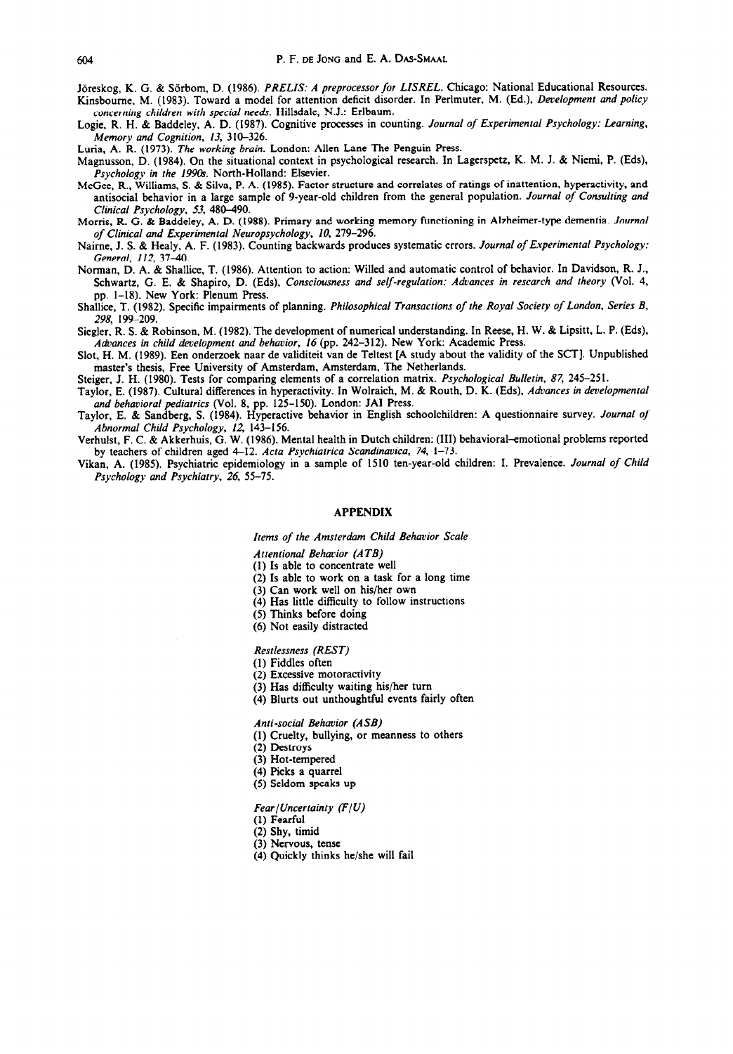Jöreskog, K. G. & Sörbom, D. (1986). *PRELIS: A preprocessor for LISREL*. Chicago: National Educational Resources.

Kinsbourne, M. (1983). Toward a model for attention deficit disorder. In Perlmuter, M. (Ed.), *Development and policy concerning children with special needs*. Hillsdale, N.J.: Erlbaum.

Logie, R. H. & Baddeley, A. D. (1987). Cognitive processes in counting. *Journal of Experimental Psychology: Learning, Memory and Cognition, 13*, 310–326.

Luria, A. R. (1973). *The working brain*. London: Allen Lane The Penguin Press.

Magnusson, D. (1984). On the situational context in psychological research. In Lagerspetz, K. M. J. & Niemi, P. (Eds), *Psychology in the 1990s*. North-Holland: Elsevier.

McGee, R., Williams, S. & Silva, P. A. (1985). Factor structure and correlates of ratings of inattention, hyperactivity, and antisocial behavior in a large sample of 9-year-old children from the general population. *Journal of Consulting and Clinical Psychology, 53*, 480–490.

Morris, R. G. & Baddeley, A. D. (1988). Primary and working memory functioning in Alzheimer-type dementia. *Journal of Clinical and Experimental Neuropsychology, 10*, 279–296.

Nairne, J. S. & Healy, A. F. (1983). Counting backwards produces systematic errors. *Journal of Experimental Psychology: General, 112*, 37–40.

Norman, D. A. & Shallice, T. (1986). Attention to action: Willed and automatic control of behavior. In Davidson, R. J., Schwartz, G. E. & Shapiro, D. (Eds), *Consciousness and self-regulation: Advances in research and theory* (Vol. 4, pp. 1–18). New York: Plenum Press.

Shallice, T. (1982). Specific impairments of planning. *Philosophical Transactions of the Royal Society of London, Series B, 298*, 199–209.

Siegler, R. S. & Robinson, M. (1982). The development of numerical understanding. In Reese, H. W. & Lipsitt, L. P. (Eds), *Advances in child development and behavior, 16* (pp. 242–312). New York: Academic Press.

Slot, H. M. (1989). Een onderzoek naar de validiteit van de Teltest [A study about the validity of the SCT]. Unpublished master's thesis, Free University of Amsterdam, Amsterdam, The Netherlands.

Steiger, J. H. (1980). Tests for comparing elements of a correlation matrix. *Psychological Bulletin, 87*, 245–251.

Taylor, E. (1987). Cultural differences in hyperactivity. In Wolraich, M. & Routh, D. K. (Eds), *Advances in developmental and behavioral pediatrics* (Vol. 8, pp. 125–150). London: JAI Press.

Taylor, E. & Sandberg, S. (1984). Hyperactive behavior in English schoolchildren: A questionnaire survey. *Journal of Abnormal Child Psychology, 12*, 143–156.

Verhulst, F. C. & Akkerhuis, G. W. (1986). Mental health in Dutch children: (III) behavioral–emotional problems reported by teachers of children aged 4–12. *Acta Psychiatrica Scandinavica, 74*, 1–73.

Vikan, A. (1985). Psychiatric epidemiology in a sample of 1510 ten-year-old children: I. Prevalence. *Journal of Child Psychology and Psychiatry, 26*, 55–75.

## APPENDIX

*Items of the Amsterdam Child Behavior Scale*

*Attentional Behavior (ATB)*

(1) Is able to concentrate well
(2) Is able to work on a task for a long time
(3) Can work well on his/her own
(4) Has little difficulty to follow instructions
(5) Thinks before doing
(6) Not easily distracted

*Restlessness (REST)*

(1) Fiddles often
(2) Excessive motoractivity
(3) Has difficulty waiting his/her turn
(4) Blurts out unthoughtful events fairly often

*Anti-social Behavior (ASB)*

(1) Cruelty, bullying, or meanness to others
(2) Destroys
(3) Hot-tempered
(4) Picks a quarrel
(5) Seldom speaks up

*Fear/Uncertainty (F/U)*

(1) Fearful
(2) Shy, timid
(3) Nervous, tense
(4) Quickly thinks he/she will fail